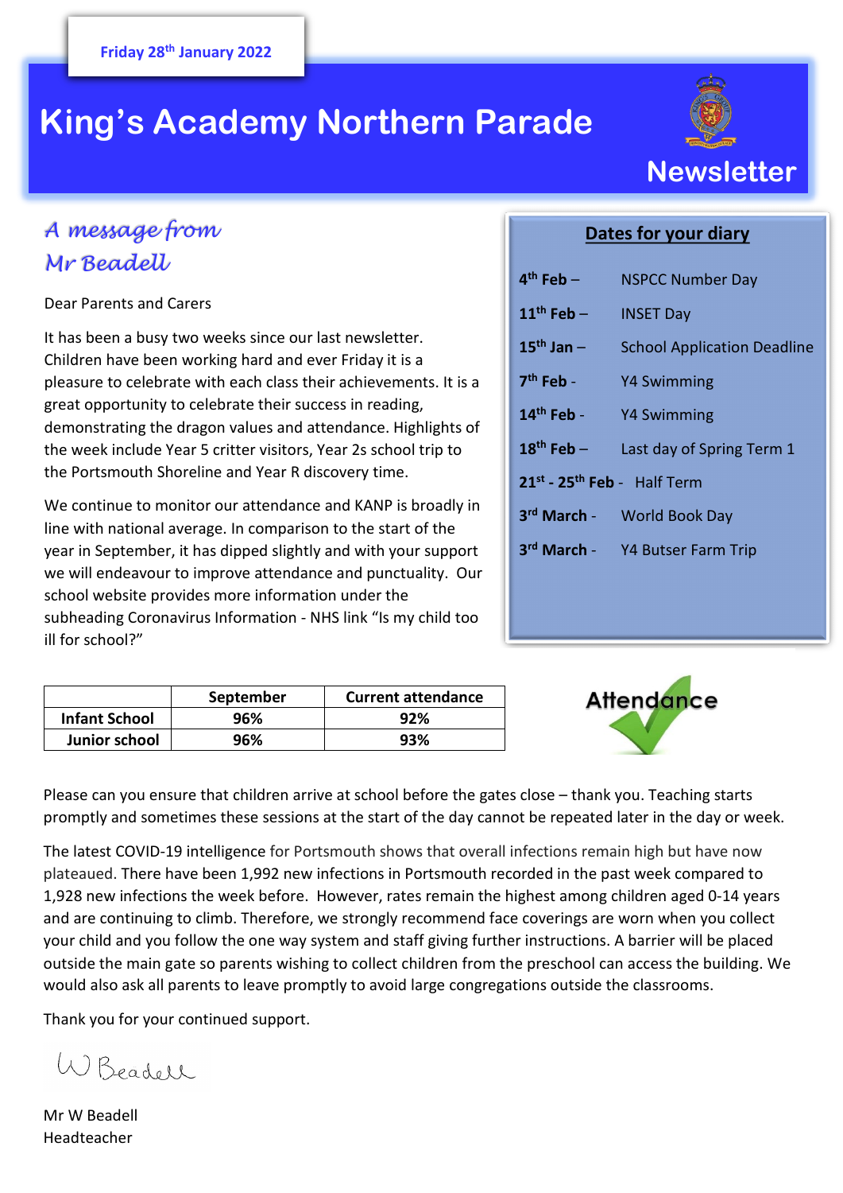Friday 28th January 2022

# King's Academy Northern Parade

## Newsletter

### A message from Mr Beadell

Dear Parents and Carers

It has been a busy two weeks since our last newsletter. Children have been working hard and ever Friday it is a pleasure to celebrate with each class their achievements. It is a great opportunity to celebrate their success in reading, demonstrating the dragon values and attendance. Highlights of the week include Year 5 critter visitors, Year 2s school trip to the Portsmouth Shoreline and Year R discovery time.

We continue to monitor our attendance and KANP is broadly in line with national average. In comparison to the start of the year in September, it has dipped slightly and with your support we will endeavour to improve attendance and punctuality. Our school website provides more information under the subheading Coronavirus Information - NHS link "Is my child too ill for school?"

### Dates for your diary

| | |
|---|---|
| **4th Feb** – | NSPCC Number Day |
| **11th Feb** – | INSET Day |
| **15th Jan** – | School Application Deadline |
| **7th Feb** - | Y4 Swimming |
| **14th Feb** - | Y4 Swimming |
| **18th Feb** – | Last day of Spring Term 1 |
| **21st - 25th Feb** - | Half Term |
| **3rd March** - | World Book Day |
| **3rd March** - | Y4 Butser Farm Trip |

| | September | Current attendance |
|---|---|---|
| **Infant School** | **96%** | **92%** |
| **Junior school** | **96%** | **93%** |

Attendance

Please can you ensure that children arrive at school before the gates close – thank you. Teaching starts promptly and sometimes these sessions at the start of the day cannot be repeated later in the day or week.

The latest COVID-19 intelligence for Portsmouth shows that overall infections remain high but have now plateaued. There have been 1,992 new infections in Portsmouth recorded in the past week compared to 1,928 new infections the week before. However, rates remain the highest among children aged 0-14 years and are continuing to climb. Therefore, we strongly recommend face coverings are worn when you collect your child and you follow the one way system and staff giving further instructions. A barrier will be placed outside the main gate so parents wishing to collect children from the preschool can access the building. We would also ask all parents to leave promptly to avoid large congregations outside the classrooms.

Thank you for your continued support.

W Beadell

Mr W Beadell
Headteacher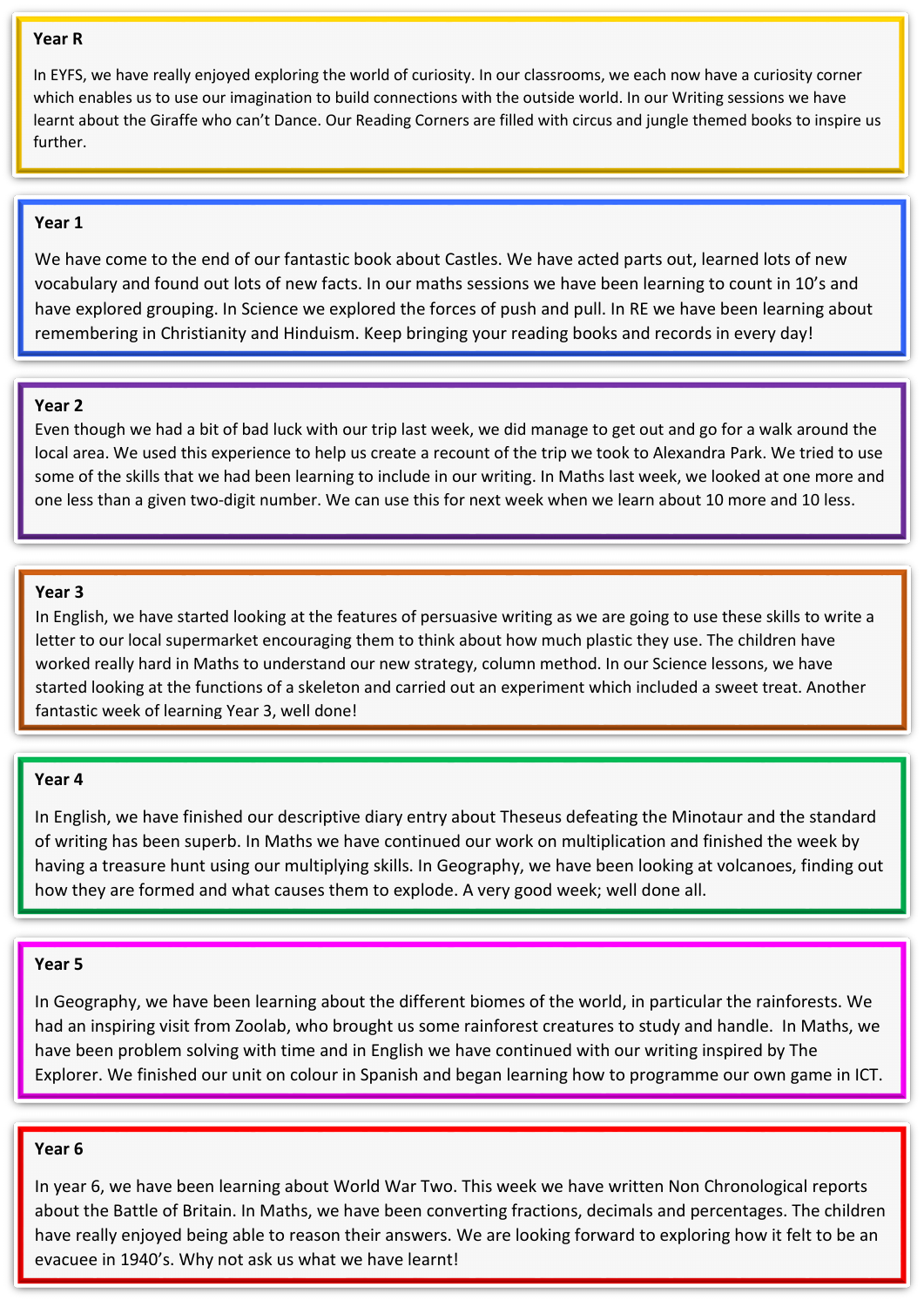### Year R

In EYFS, we have really enjoyed exploring the world of curiosity. In our classrooms, we each now have a curiosity corner which enables us to use our imagination to build connections with the outside world. In our Writing sessions we have learnt about the Giraffe who can't Dance. Our Reading Corners are filled with circus and jungle themed books to inspire us further.

### Year 1

We have come to the end of our fantastic book about Castles. We have acted parts out, learned lots of new vocabulary and found out lots of new facts. In our maths sessions we have been learning to count in 10's and have explored grouping. In Science we explored the forces of push and pull. In RE we have been learning about remembering in Christianity and Hinduism. Keep bringing your reading books and records in every day!

### Year 2

Even though we had a bit of bad luck with our trip last week, we did manage to get out and go for a walk around the local area. We used this experience to help us create a recount of the trip we took to Alexandra Park. We tried to use some of the skills that we had been learning to include in our writing. In Maths last week, we looked at one more and one less than a given two-digit number. We can use this for next week when we learn about 10 more and 10 less.

### Year 3

In English, we have started looking at the features of persuasive writing as we are going to use these skills to write a letter to our local supermarket encouraging them to think about how much plastic they use. The children have worked really hard in Maths to understand our new strategy, column method. In our Science lessons, we have started looking at the functions of a skeleton and carried out an experiment which included a sweet treat. Another fantastic week of learning Year 3, well done!

### Year 4

In English, we have finished our descriptive diary entry about Theseus defeating the Minotaur and the standard of writing has been superb. In Maths we have continued our work on multiplication and finished the week by having a treasure hunt using our multiplying skills. In Geography, we have been looking at volcanoes, finding out how they are formed and what causes them to explode. A very good week; well done all.

### Year 5

In Geography, we have been learning about the different biomes of the world, in particular the rainforests. We had an inspiring visit from Zoolab, who brought us some rainforest creatures to study and handle. In Maths, we have been problem solving with time and in English we have continued with our writing inspired by The Explorer. We finished our unit on colour in Spanish and began learning how to programme our own game in ICT.

### Year 6

In year 6, we have been learning about World War Two. This week we have written Non Chronological reports about the Battle of Britain. In Maths, we have been converting fractions, decimals and percentages. The children have really enjoyed being able to reason their answers. We are looking forward to exploring how it felt to be an evacuee in 1940's. Why not ask us what we have learnt!